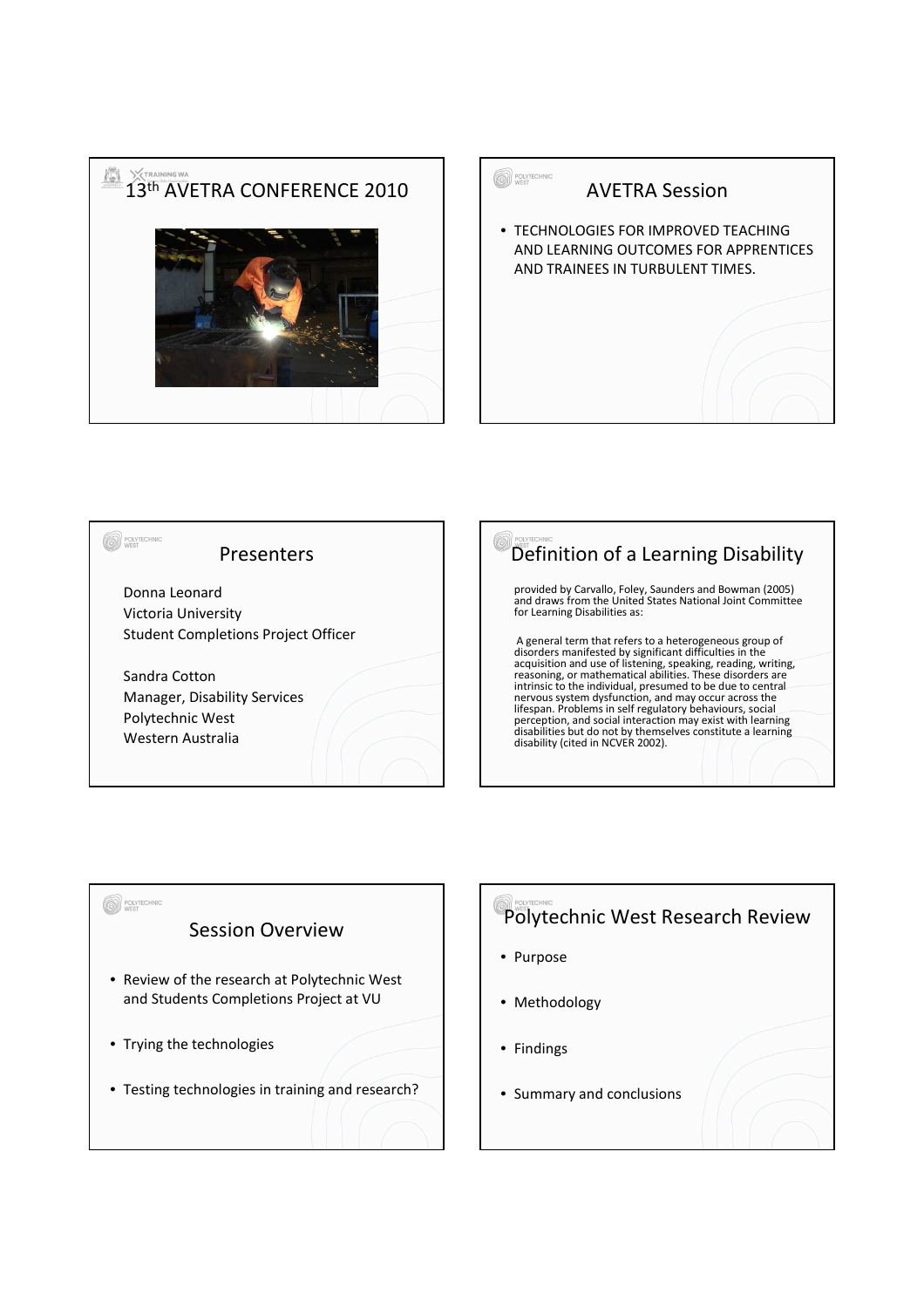# 13th AVETRA CONFERENCE 2010

## AVETRA Session

- TECHNOLOGIES FOR IMPROVED TEACHING AND LEARNING OUTCOMES FOR APPRENTICES AND TRAINEES IN TURBULENT TIMES.

## Presenters

Donna Leonard
Victoria University
Student Completions Project Officer

Sandra Cotton
Manager, Disability Services
Polytechnic West
Western Australia

## Definition of a Learning Disability

provided by Carvallo, Foley, Saunders and Bowman (2005) and draws from the United States National Joint Committee for Learning Disabilities as:

A general term that refers to a heterogeneous group of disorders manifested by significant difficulties in the acquisition and use of listening, speaking, reading, writing, reasoning, or mathematical abilities. These disorders are intrinsic to the individual, presumed to be due to central nervous system dysfunction, and may occur across the lifespan. Problems in self regulatory behaviours, social perception, and social interaction may exist with learning disabilities but do not by themselves constitute a learning disability (cited in NCVER 2002).

## Session Overview

- Review of the research at Polytechnic West and Students Completions Project at VU
- Trying the technologies
- Testing technologies in training and research?

## Polytechnic West Research Review

- Purpose
- Methodology
- Findings
- Summary and conclusions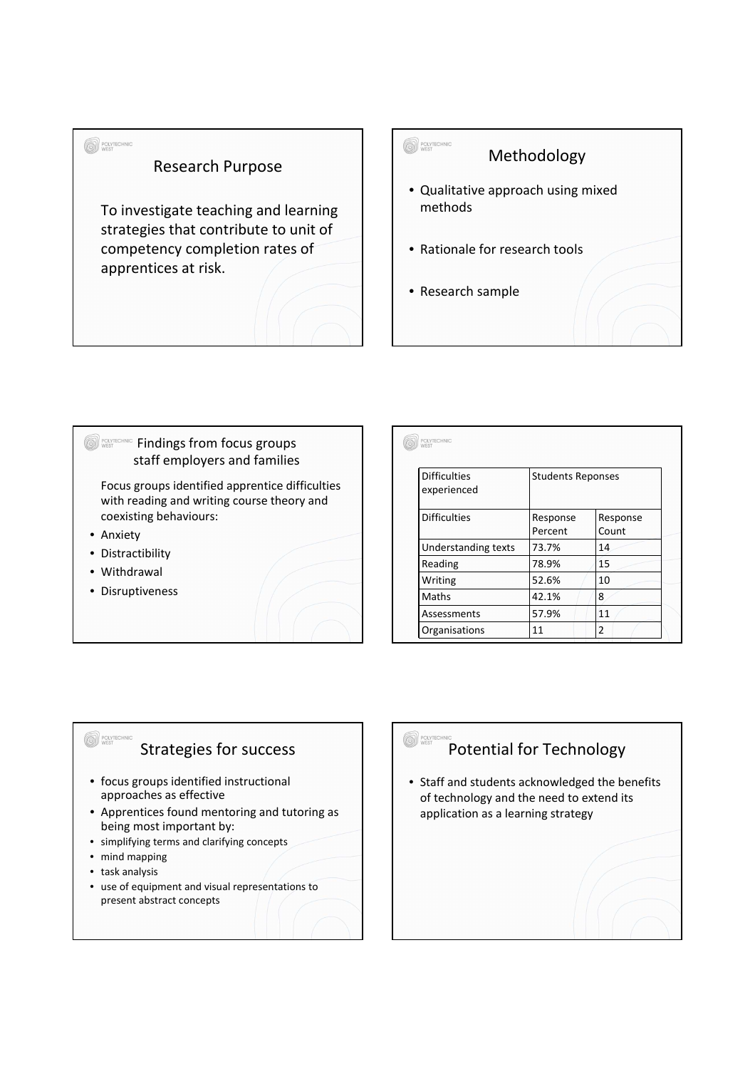## Research Purpose

To investigate teaching and learning strategies that contribute to unit of competency completion rates of apprentices at risk.

## Methodology

- Qualitative approach using mixed methods
- Rationale for research tools
- Research sample

## Findings from focus groups staff employers and families

Focus groups identified apprentice difficulties with reading and writing course theory and coexisting behaviours:

- Anxiety
- Distractibility
- Withdrawal
- Disruptiveness

| Difficulties experienced | Students Reponses | |
|---|---|---|
| Difficulties | Response Percent | Response Count |
| Understanding texts | 73.7% | 14 |
| Reading | 78.9% | 15 |
| Writing | 52.6% | 10 |
| Maths | 42.1% | 8 |
| Assessments | 57.9% | 11 |
| Organisations | 11 | 2 |

## Strategies for success

- focus groups identified instructional approaches as effective
- Apprentices found mentoring and tutoring as being most important by:
- simplifying terms and clarifying concepts
- mind mapping
- task analysis
- use of equipment and visual representations to present abstract concepts

## Potential for Technology

- Staff and students acknowledged the benefits of technology and the need to extend its application as a learning strategy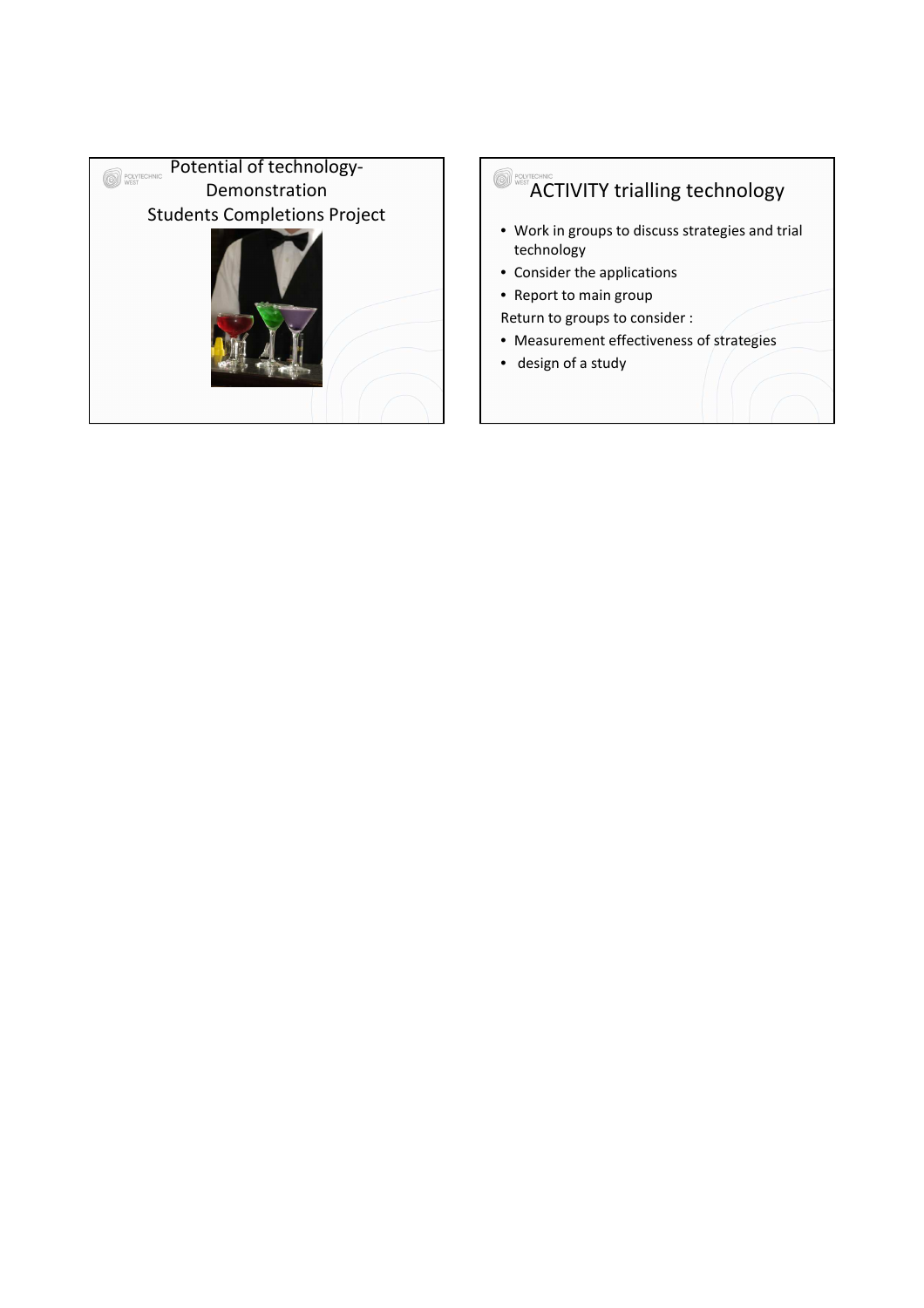## Potential of technology- Demonstration Students Completions Project

## ACTIVITY trialling technology

- Work in groups to discuss strategies and trial technology
- Consider the applications
- Report to main group

Return to groups to consider :

- Measurement effectiveness of strategies
- design of a study